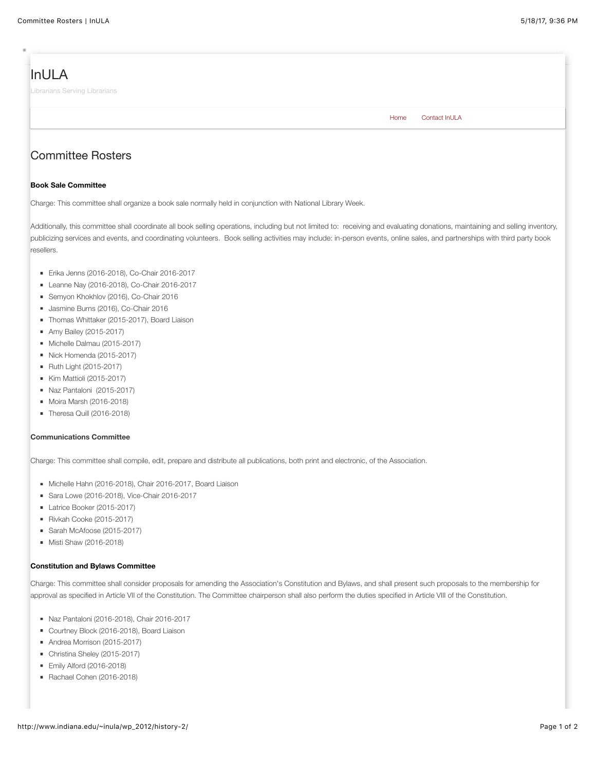# InULA

Librarians Serving Librarians

Home Contact InULA

## Committee Rosters

#### Book Sale Committee

Charge: This committee shall organize a book sale normally held in conjunction with National Library Week.

Additionally, this committee shall coordinate all book selling operations, including but not limited to: receiving and evaluating donations, maintaining and selling inventory, publicizing services and events, and coordinating volunteers. Book selling activities may include: in-person events, online sales, and partnerships with third party book resellers.

- Erika Jenns (2016-2018), Co-Chair 2016-2017
- Leanne Nay (2016-2018), Co-Chair 2016-2017
- Semyon Khokhlov (2016), Co-Chair 2016
- Jasmine Burns (2016), Co-Chair 2016
- Thomas Whittaker (2015-2017), Board Liaison
- Amy Bailey (2015-2017)
- Michelle Dalmau (2015-2017)
- Nick Homenda (2015-2017)
- Ruth Light (2015-2017)
- Kim Mattioli (2015-2017)
- Naz Pantaloni (2015-2017)
- Moira Marsh (2016-2018)
- Theresa Quill (2016-2018)

#### Communications Committee

Charge: This committee shall compile, edit, prepare and distribute all publications, both print and electronic, of the Association.

- Michelle Hahn (2016-2018), Chair 2016-2017, Board Liaison
- Sara Lowe (2016-2018), Vice-Chair 2016-2017
- Latrice Booker (2015-2017)
- Rivkah Cooke (2015-2017)
- Sarah McAfoose (2015-2017)
- Misti Shaw (2016-2018)

#### Constitution and Bylaws Committee

Charge: This committee shall consider proposals for amending the Association's Constitution and Bylaws, and shall present such proposals to the membership for approval as specified in Article VII of the Constitution. The Committee chairperson shall also perform the duties specified in Article VIII of the Constitution.

- Naz Pantaloni (2016-2018), Chair 2016-2017
- Courtney Block (2016-2018), Board Liaison
- Andrea Morrison (2015-2017)
- Christina Sheley (2015-2017)
- Emily Alford (2016-2018)
- Rachael Cohen (2016-2018)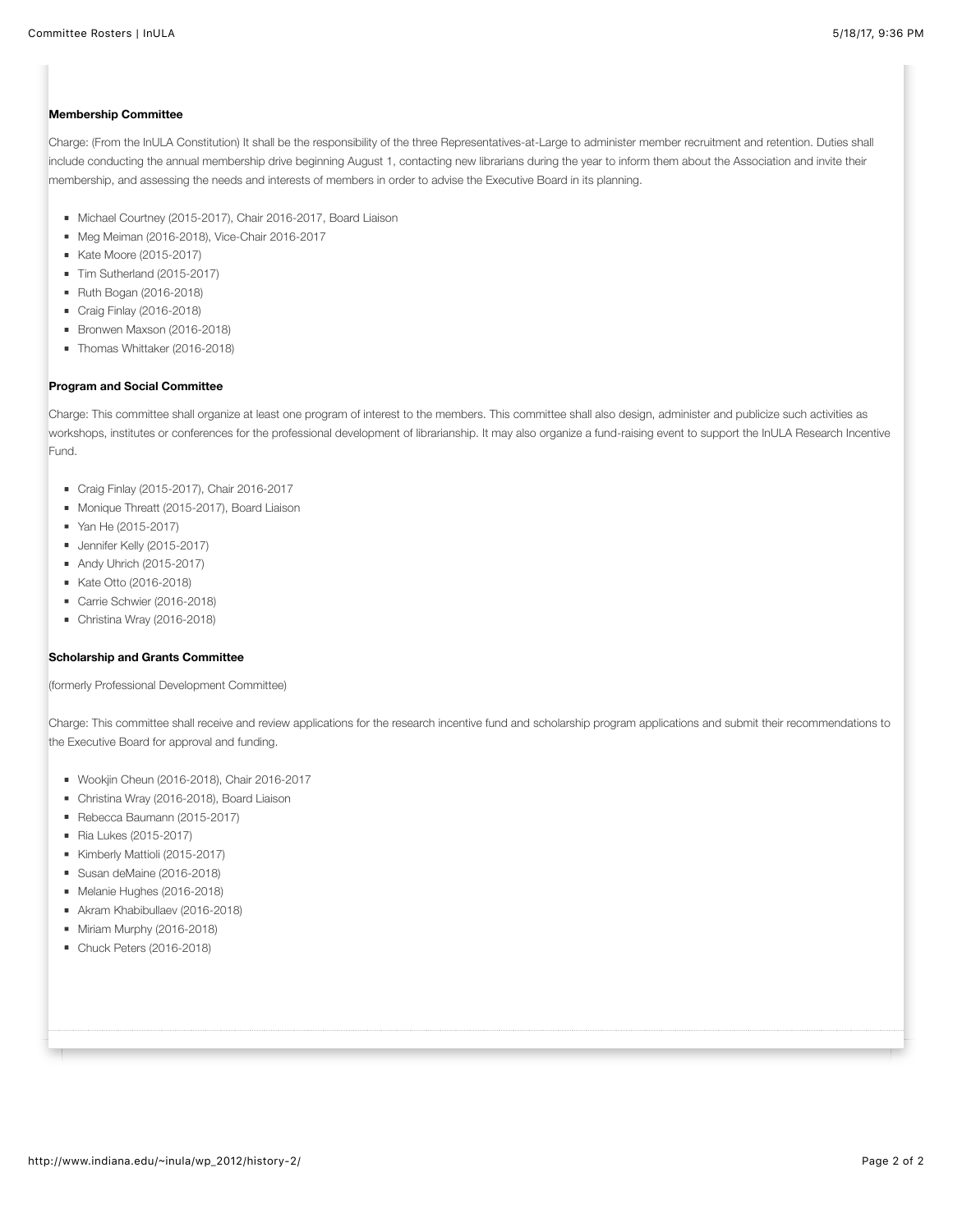**Membership Committee**

Charge: (From the InULA Constitution) It shall be the responsibility of the three Representatives-at-Large to administer member recruitment and retention. Duties shall include conducting the annual membership drive beginning August 1, contacting new librarians during the year to inform them about the Association and invite their membership, and assessing the needs and interests of members in order to advise the Executive Board in its planning.

- Michael Courtney (2015-2017), Chair 2016-2017, Board Liaison
- Meg Meiman (2016-2018), Vice-Chair 2016-2017
- Kate Moore (2015-2017)
- Tim Sutherland (2015-2017)
- Ruth Bogan (2016-2018)
- Craig Finlay (2016-2018)
- Bronwen Maxson (2016-2018)
- Thomas Whittaker (2016-2018)

**Program and Social Committee**

Charge: This committee shall organize at least one program of interest to the members. This committee shall also design, administer and publicize such activities as workshops, institutes or conferences for the professional development of librarianship. It may also organize a fund-raising event to support the InULA Research Incentive Fund.

- Craig Finlay (2015-2017), Chair 2016-2017
- Monique Threatt (2015-2017), Board Liaison
- Yan He (2015-2017)
- Jennifer Kelly (2015-2017)
- Andy Uhrich (2015-2017)
- Kate Otto (2016-2018)
- Carrie Schwier (2016-2018)
- Christina Wray (2016-2018)

**Scholarship and Grants Committee**

(formerly Professional Development Committee)

Charge: This committee shall receive and review applications for the research incentive fund and scholarship program applications and submit their recommendations to the Executive Board for approval and funding.

- Wookjin Cheun (2016-2018), Chair 2016-2017
- Christina Wray (2016-2018), Board Liaison
- Rebecca Baumann (2015-2017)
- Ria Lukes (2015-2017)
- Kimberly Mattioli (2015-2017)
- Susan deMaine (2016-2018)
- Melanie Hughes (2016-2018)
- Akram Khabibullaev (2016-2018)
- Miriam Murphy (2016-2018)
- Chuck Peters (2016-2018)